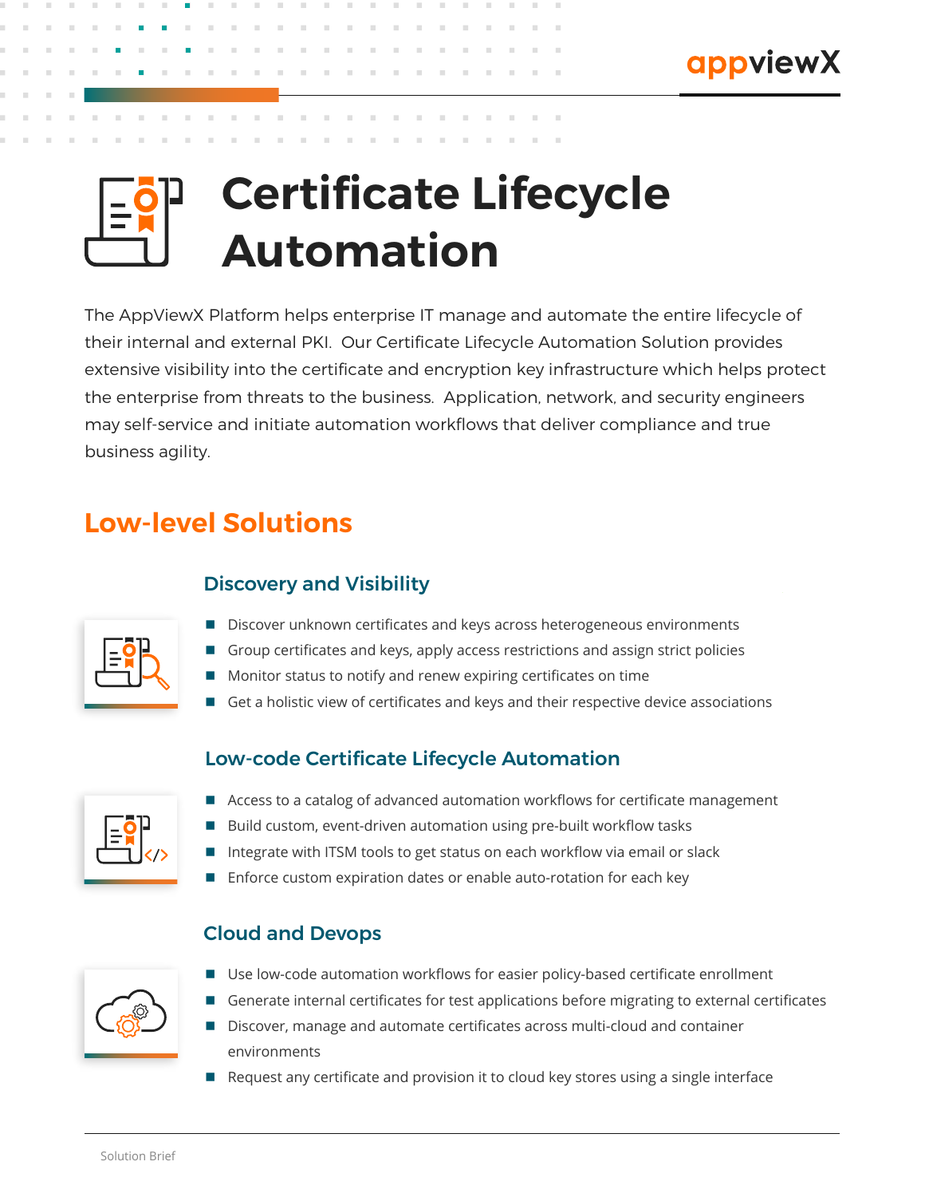# Certificate Lifecycle Automation

The AppViewX Platform helps enterprise IT manage and automate the entire lifecycle of their internal and external PKI. Our Certificate Lifecycle Automation Solution provides extensive visibility into the certificate and encryption key infrastructure which helps protect the enterprise from threats to the business. Application, network, and security engineers may self-service and initiate automation workflows that deliver compliance and true business agility.

## Low-level Solutions

### Discovery and Visibility

- Discover unknown certificates and keys across heterogeneous environments
- Group certificates and keys, apply access restrictions and assign strict policies
- Monitor status to notify and renew expiring certificates on time
- Get a holistic view of certificates and keys and their respective device associations

### Low-code Certificate Lifecycle Automation

- Access to a catalog of advanced automation workflows for certificate management
- Build custom, event-driven automation using pre-built workflow tasks
- Integrate with ITSM tools to get status on each workflow via email or slack
- Enforce custom expiration dates or enable auto-rotation for each key

### Cloud and Devops

- Use low-code automation workflows for easier policy-based certificate enrollment
- Generate internal certificates for test applications before migrating to external certificates
- Discover, manage and automate certificates across multi-cloud and container environments
- Request any certificate and provision it to cloud key stores using a single interface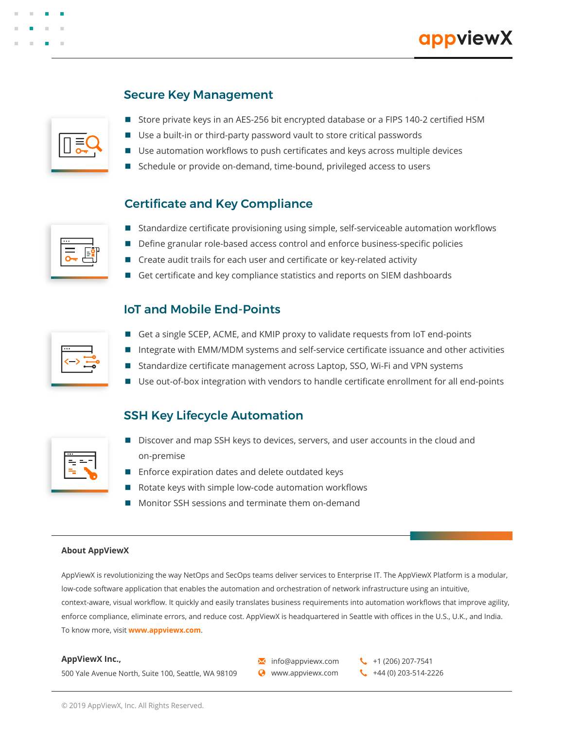## Secure Key Management

- Store private keys in an AES-256 bit encrypted database or a FIPS 140-2 certified HSM
- Use a built-in or third-party password vault to store critical passwords
- Use automation workflows to push certificates and keys across multiple devices
- Schedule or provide on-demand, time-bound, privileged access to users

## Certificate and Key Compliance

- Standardize certificate provisioning using simple, self-serviceable automation workflows
- Define granular role-based access control and enforce business-specific policies
- Create audit trails for each user and certificate or key-related activity
- Get certificate and key compliance statistics and reports on SIEM dashboards

## IoT and Mobile End-Points

- Get a single SCEP, ACME, and KMIP proxy to validate requests from IoT end-points
- Integrate with EMM/MDM systems and self-service certificate issuance and other activities
- Standardize certificate management across Laptop, SSO, Wi-Fi and VPN systems
- Use out-of-box integration with vendors to handle certificate enrollment for all end-points

## SSH Key Lifecycle Automation

- Discover and map SSH keys to devices, servers, and user accounts in the cloud and on-premise
- Enforce expiration dates and delete outdated keys
- Rotate keys with simple low-code automation workflows
- Monitor SSH sessions and terminate them on-demand

**About AppViewX**

AppViewX is revolutionizing the way NetOps and SecOps teams deliver services to Enterprise IT. The AppViewX Platform is a modular, low-code software application that enables the automation and orchestration of network infrastructure using an intuitive, context-aware, visual workflow. It quickly and easily translates business requirements into automation workflows that improve agility, enforce compliance, eliminate errors, and reduce cost. AppViewX is headquartered in Seattle with offices in the U.S., U.K., and India. To know more, visit **www.appviewx.com**.

**AppViewX Inc.,**
500 Yale Avenue North, Suite 100, Seattle, WA 98109

info@appviewx.com
www.appviewx.com

+1 (206) 207-7541
+44 (0) 203-514-2226

© 2019 AppViewX, Inc. All Rights Reserved.